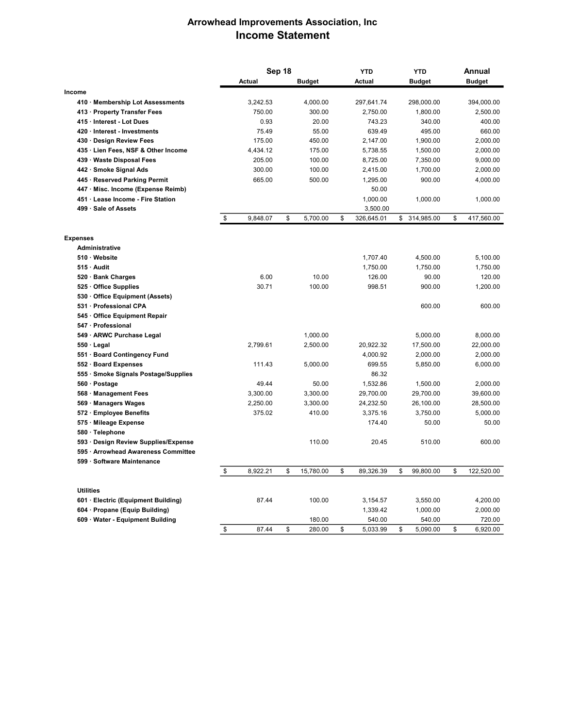# Arrowhead Improvements Association, Inc

## Income Statement

| | Sep 18 Actual | Sep 18 Budget | YTD Actual | YTD Budget | Annual Budget |
|---|---|---|---|---|---|
| **Income** | | | | | |
| 410 · Membership Lot Assessments | 3,242.53 | 4,000.00 | 297,641.74 | 298,000.00 | 394,000.00 |
| 413 · Property Transfer Fees | 750.00 | 300.00 | 2,750.00 | 1,800.00 | 2,500.00 |
| 415 · Interest - Lot Dues | 0.93 | 20.00 | 743.23 | 340.00 | 400.00 |
| 420 · Interest - Investments | 75.49 | 55.00 | 639.49 | 495.00 | 660.00 |
| 430 · Design Review Fees | 175.00 | 450.00 | 2,147.00 | 1,900.00 | 2,000.00 |
| 435 · Lien Fees, NSF & Other Income | 4,434.12 | 175.00 | 5,738.55 | 1,500.00 | 2,000.00 |
| 439 · Waste Disposal Fees | 205.00 | 100.00 | 8,725.00 | 7,350.00 | 9,000.00 |
| 442 · Smoke Signal Ads | 300.00 | 100.00 | 2,415.00 | 1,700.00 | 2,000.00 |
| 445 · Reserved Parking Permit | 665.00 | 500.00 | 1,295.00 | 900.00 | 4,000.00 |
| 447 · Misc. Income (Expense Reimb) | | | 50.00 | | |
| 451 · Lease Income - Fire Station | | | 1,000.00 | 1,000.00 | 1,000.00 |
| 499 · Sale of Assets | | | 3,500.00 | | |
| | $ 9,848.07 | $ 5,700.00 | $ 326,645.01 | $ 314,985.00 | $ 417,560.00 |
| **Expenses** | | | | | |
| **Administrative** | | | | | |
| 510 · Website | | | 1,707.40 | 4,500.00 | 5,100.00 |
| 515 · Audit | | | 1,750.00 | 1,750.00 | 1,750.00 |
| 520 · Bank Charges | 6.00 | 10.00 | 126.00 | 90.00 | 120.00 |
| 525 · Office Supplies | 30.71 | 100.00 | 998.51 | 900.00 | 1,200.00 |
| 530 · Office Equipment (Assets) | | | | | |
| 531 · Professional CPA | | | | 600.00 | 600.00 |
| 545 · Office Equipment Repair | | | | | |
| 547 · Professional | | | | | |
| 549 · ARWC Purchase Legal | | 1,000.00 | | 5,000.00 | 8,000.00 |
| 550 · Legal | 2,799.61 | 2,500.00 | 20,922.32 | 17,500.00 | 22,000.00 |
| 551 · Board Contingency Fund | | | 4,000.92 | 2,000.00 | 2,000.00 |
| 552 · Board Expenses | 111.43 | 5,000.00 | 699.55 | 5,850.00 | 6,000.00 |
| 555 · Smoke Signals Postage/Supplies | | | 86.32 | | |
| 560 · Postage | 49.44 | 50.00 | 1,532.86 | 1,500.00 | 2,000.00 |
| 568 · Management Fees | 3,300.00 | 3,300.00 | 29,700.00 | 29,700.00 | 39,600.00 |
| 569 · Managers Wages | 2,250.00 | 3,300.00 | 24,232.50 | 26,100.00 | 28,500.00 |
| 572 · Employee Benefits | 375.02 | 410.00 | 3,375.16 | 3,750.00 | 5,000.00 |
| 575 · Mileage Expense | | | 174.40 | 50.00 | 50.00 |
| 580 · Telephone | | | | | |
| 593 · Design Review Supplies/Expense | | 110.00 | 20.45 | 510.00 | 600.00 |
| 595 · Arrowhead Awareness Committee | | | | | |
| 599 · Software Maintenance | | | | | |
| | $ 8,922.21 | $ 15,780.00 | $ 89,326.39 | $ 99,800.00 | $ 122,520.00 |
| **Utilities** | | | | | |
| 601 · Electric (Equipment Building) | 87.44 | 100.00 | 3,154.57 | 3,550.00 | 4,200.00 |
| 604 · Propane (Equip Building) | | | 1,339.42 | 1,000.00 | 2,000.00 |
| 609 · Water - Equipment Building | | 180.00 | 540.00 | 540.00 | 720.00 |
| | $ 87.44 | $ 280.00 | $ 5,033.99 | $ 5,090.00 | $ 6,920.00 |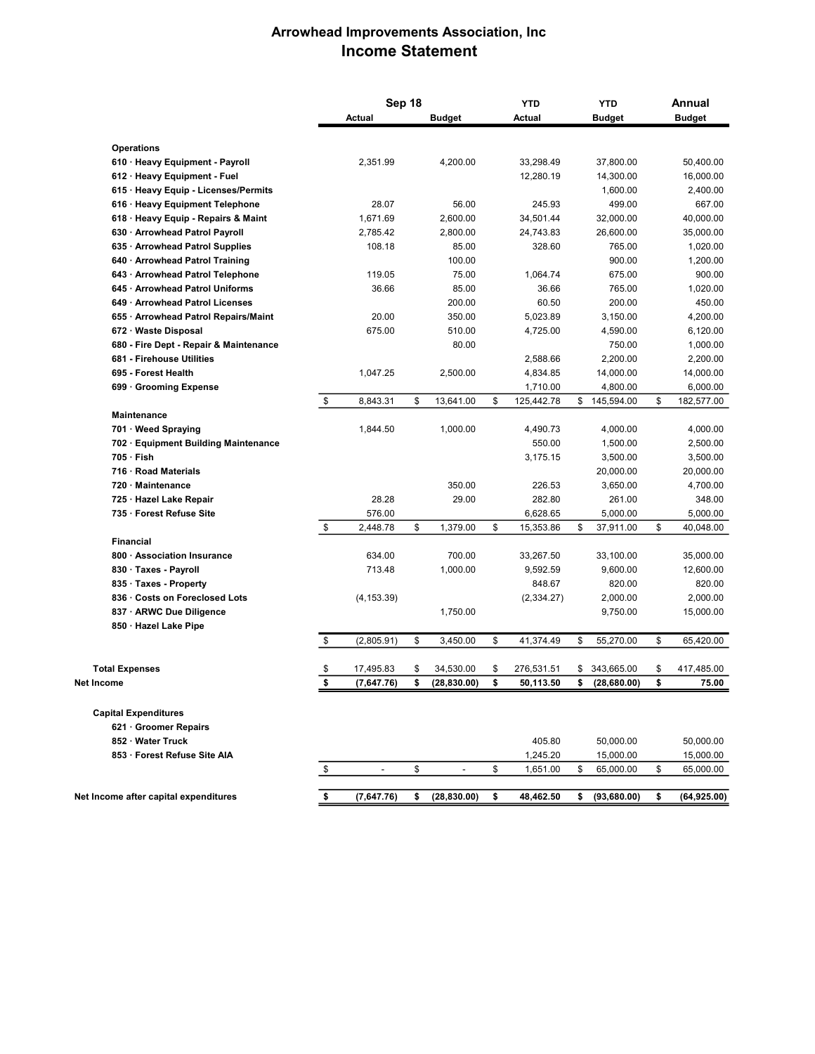# Arrowhead Improvements Association, Inc
## Income Statement

| | Sep 18 Actual | Sep 18 Budget | YTD Actual | YTD Budget | Annual Budget |
|---|---|---|---|---|---|
| **Operations** | | | | | |
| 610 · Heavy Equipment - Payroll | 2,351.99 | 4,200.00 | 33,298.49 | 37,800.00 | 50,400.00 |
| 612 · Heavy Equipment - Fuel | | | 12,280.19 | 14,300.00 | 16,000.00 |
| 615 · Heavy Equip - Licenses/Permits | | | | 1,600.00 | 2,400.00 |
| 616 · Heavy Equipment Telephone | 28.07 | 56.00 | 245.93 | 499.00 | 667.00 |
| 618 · Heavy Equip - Repairs & Maint | 1,671.69 | 2,600.00 | 34,501.44 | 32,000.00 | 40,000.00 |
| 630 · Arrowhead Patrol Payroll | 2,785.42 | 2,800.00 | 24,743.83 | 26,600.00 | 35,000.00 |
| 635 · Arrowhead Patrol Supplies | 108.18 | 85.00 | 328.60 | 765.00 | 1,020.00 |
| 640 · Arrowhead Patrol Training | | 100.00 | | 900.00 | 1,200.00 |
| 643 · Arrowhead Patrol Telephone | 119.05 | 75.00 | 1,064.74 | 675.00 | 900.00 |
| 645 · Arrowhead Patrol Uniforms | 36.66 | 85.00 | 36.66 | 765.00 | 1,020.00 |
| 649 · Arrowhead Patrol Licenses | | 200.00 | 60.50 | 200.00 | 450.00 |
| 655 · Arrowhead Patrol Repairs/Maint | 20.00 | 350.00 | 5,023.89 | 3,150.00 | 4,200.00 |
| 672 · Waste Disposal | 675.00 | 510.00 | 4,725.00 | 4,590.00 | 6,120.00 |
| 680 - Fire Dept - Repair & Maintenance | | 80.00 | | 750.00 | 1,000.00 |
| 681 - Firehouse Utilities | | | 2,588.66 | 2,200.00 | 2,200.00 |
| 695 - Forest Health | 1,047.25 | 2,500.00 | 4,834.85 | 14,000.00 | 14,000.00 |
| 699 · Grooming Expense | | | 1,710.00 | 4,800.00 | 6,000.00 |
| | $ 8,843.31 | $ 13,641.00 | $ 125,442.78 | $ 145,594.00 | $ 182,577.00 |
| **Maintenance** | | | | | |
| 701 · Weed Spraying | 1,844.50 | 1,000.00 | 4,490.73 | 4,000.00 | 4,000.00 |
| 702 · Equipment Building Maintenance | | | 550.00 | 1,500.00 | 2,500.00 |
| 705 · Fish | | | 3,175.15 | 3,500.00 | 3,500.00 |
| 716 · Road Materials | | | | 20,000.00 | 20,000.00 |
| 720 · Maintenance | | 350.00 | 226.53 | 3,650.00 | 4,700.00 |
| 725 · Hazel Lake Repair | 28.28 | 29.00 | 282.80 | 261.00 | 348.00 |
| 735 · Forest Refuse Site | 576.00 | | 6,628.65 | 5,000.00 | 5,000.00 |
| | $ 2,448.78 | $ 1,379.00 | $ 15,353.86 | $ 37,911.00 | $ 40,048.00 |
| **Financial** | | | | | |
| 800 · Association Insurance | 634.00 | 700.00 | 33,267.50 | 33,100.00 | 35,000.00 |
| 830 · Taxes - Payroll | 713.48 | 1,000.00 | 9,592.59 | 9,600.00 | 12,600.00 |
| 835 · Taxes - Property | | | 848.67 | 820.00 | 820.00 |
| 836 · Costs on Foreclosed Lots | (4,153.39) | | (2,334.27) | 2,000.00 | 2,000.00 |
| 837 · ARWC Due Diligence | | 1,750.00 | | 9,750.00 | 15,000.00 |
| 850 · Hazel Lake Pipe | | | | | |
| | $ (2,805.91) | $ 3,450.00 | $ 41,374.49 | $ 55,270.00 | $ 65,420.00 |
| **Total Expenses** | $ 17,495.83 | $ 34,530.00 | $ 276,531.51 | $ 343,665.00 | $ 417,485.00 |
| **Net Income** | **$ (7,647.76)** | **$ (28,830.00)** | **$ 50,113.50** | **$ (28,680.00)** | **$ 75.00** |
| **Capital Expenditures** | | | | | |
| 621 · Groomer Repairs | | | | | |
| 852 · Water Truck | | | 405.80 | 50,000.00 | 50,000.00 |
| 853 · Forest Refuse Site AIA | | | 1,245.20 | 15,000.00 | 15,000.00 |
| | $ - | $ - | $ 1,651.00 | $ 65,000.00 | $ 65,000.00 |
| **Net Income after capital expenditures** | **$ (7,647.76)** | **$ (28,830.00)** | **$ 48,462.50** | **$ (93,680.00)** | **$ (64,925.00)** |